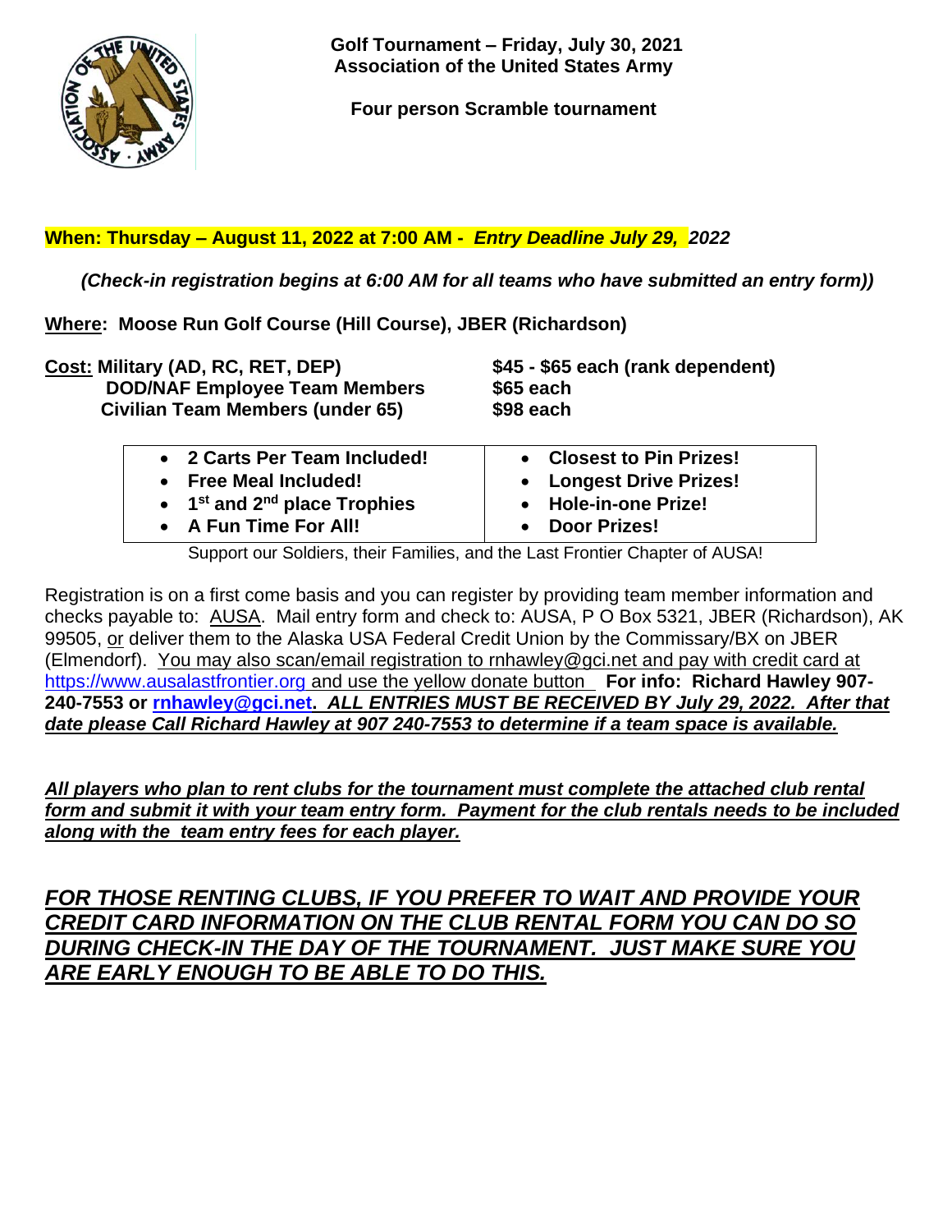**Golf Tournament – Friday, July 30, 2021**
**Association of the United States Army**

**Four person Scramble tournament**

**When: Thursday – August 11, 2022 at 7:00 AM -** ***Entry Deadline July 29, 2022***

***(Check-in registration begins at 6:00 AM for all teams who have submitted an entry form))***

**Where: Moose Run Golf Course (Hill Course), JBER (Richardson)**

**Cost:**

| | |
|---|---|
| **Military (AD, RC, RET, DEP)** | **$45 - $65 each (rank dependent)** |
| **DOD/NAF Employee Team Members** | **$65 each** |
| **Civilian Team Members (under 65)** | **$98 each** |

| | |
|---|---|
| • **2 Carts Per Team Included!** | • **Closest to Pin Prizes!** |
| • **Free Meal Included!** | • **Longest Drive Prizes!** |
| • **1st and 2nd place Trophies** | • **Hole-in-one Prize!** |
| • **A Fun Time For All!** | • **Door Prizes!** |

Support our Soldiers, their Families, and the Last Frontier Chapter of AUSA!

Registration is on a first come basis and you can register by providing team member information and checks payable to: AUSA. Mail entry form and check to: AUSA, P O Box 5321, JBER (Richardson), AK 99505, or deliver them to the Alaska USA Federal Credit Union by the Commissary/BX on JBER (Elmendorf). You may also scan/email registration to rnhawley@gci.net and pay with credit card at https://www.ausalastfrontier.org and use the yellow donate button **For info: Richard Hawley 907-240-7553 or rnhawley@gci.net.** ***ALL ENTRIES MUST BE RECEIVED BY July 29, 2022. After that date please Call Richard Hawley at 907 240-7553 to determine if a team space is available.***

***All players who plan to rent clubs for the tournament must complete the attached club rental form and submit it with your team entry form. Payment for the club rentals needs to be included along with the team entry fees for each player.***

***FOR THOSE RENTING CLUBS, IF YOU PREFER TO WAIT AND PROVIDE YOUR CREDIT CARD INFORMATION ON THE CLUB RENTAL FORM YOU CAN DO SO DURING CHECK-IN THE DAY OF THE TOURNAMENT. JUST MAKE SURE YOU ARE EARLY ENOUGH TO BE ABLE TO DO THIS.***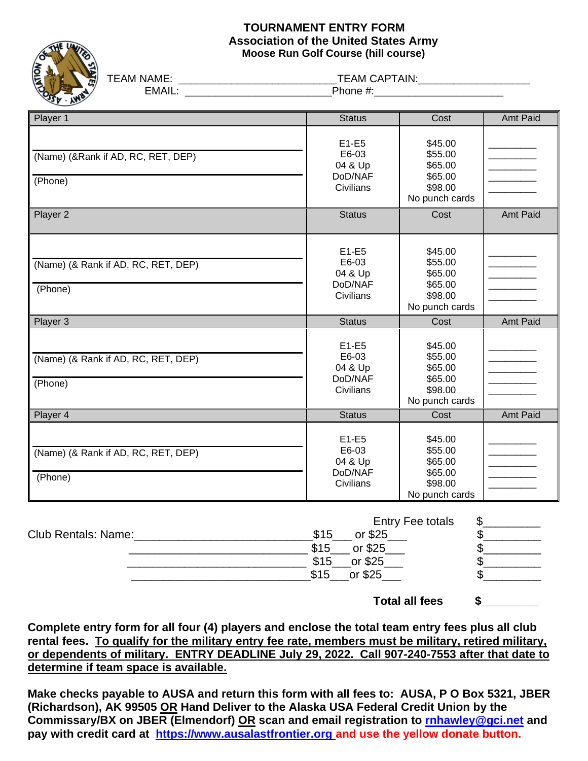# TOURNAMENT ENTRY FORM
## Association of the United States Army
### Moose Run Golf Course (hill course)

TEAM NAME: ________________________ TEAM CAPTAIN: __________________

EMAIL: ________________________ Phone #: ____________________

| Player 1 | Status | Cost | Amt Paid |
|---|---|---|---|
| ____________________<br>(Name) (&Rank if AD, RC, RET, DEP)<br>____________________<br>(Phone) | E1-E5<br>E6-03<br>04 & Up<br>DoD/NAF<br>Civilians | \$45.00<br>\$55.00<br>\$65.00<br>\$65.00<br>\$98.00<br>No punch cards | ________<br>________<br>________<br>________<br>________ |
| **Player 2** | **Status** | **Cost** | **Amt Paid** |
| ____________________<br>(Name) (& Rank if AD, RC, RET, DEP)<br>____________________<br>(Phone) | E1-E5<br>E6-03<br>04 & Up<br>DoD/NAF<br>Civilians | \$45.00<br>\$55.00<br>\$65.00<br>\$65.00<br>\$98.00<br>No punch cards | ________<br>________<br>________<br>________<br>________ |
| **Player 3** | **Status** | **Cost** | **Amt Paid** |
| ____________________<br>(Name) (& Rank if AD, RC, RET, DEP)<br>____________________<br>(Phone) | E1-E5<br>E6-03<br>04 & Up<br>DoD/NAF<br>Civilians | \$45.00<br>\$55.00<br>\$65.00<br>\$65.00<br>\$98.00<br>No punch cards | ________<br>________<br>________<br>________<br>________ |
| **Player 4** | **Status** | **Cost** | **Amt Paid** |
| ____________________<br>(Name) (& Rank if AD, RC, RET, DEP)<br>____________________<br>(Phone) | E1-E5<br>E6-03<br>04 & Up<br>DoD/NAF<br>Civilians | \$45.00<br>\$55.00<br>\$65.00<br>\$65.00<br>\$98.00<br>No punch cards | ________<br>________<br>________<br>________<br>________ |

Entry Fee totals \$_________

Club Rentals: Name: __________________________ \$15___ or \$25___ \$_________

__________________________ \$15___ or \$25___ \$_________

__________________________ \$15___ or \$25___ \$_________

__________________________ \$15___ or \$25___ \$_________

**Total all fees \$_________**

**Complete entry form for all four (4) players and enclose the total team entry fees plus all club rental fees. <u>To qualify for the military entry fee rate, members must be military, retired military, or dependents of military. ENTRY DEADLINE July 29, 2022. Call 907-240-7553 after that date to determine if team space is available.</u>**

**Make checks payable to AUSA and return this form with all fees to: AUSA, P O Box 5321, JBER (Richardson), AK 99505 <u>OR</u> Hand Deliver to the Alaska USA Federal Credit Union by the Commissary/BX on JBER (Elmendorf) <u>OR</u> scan and email registration to [rnhawley@gci.net](mailto:rnhawley@gci.net) and pay with credit card at [https://www.ausalastfrontier.org](https://www.ausalastfrontier.org) and use the yellow donate button.**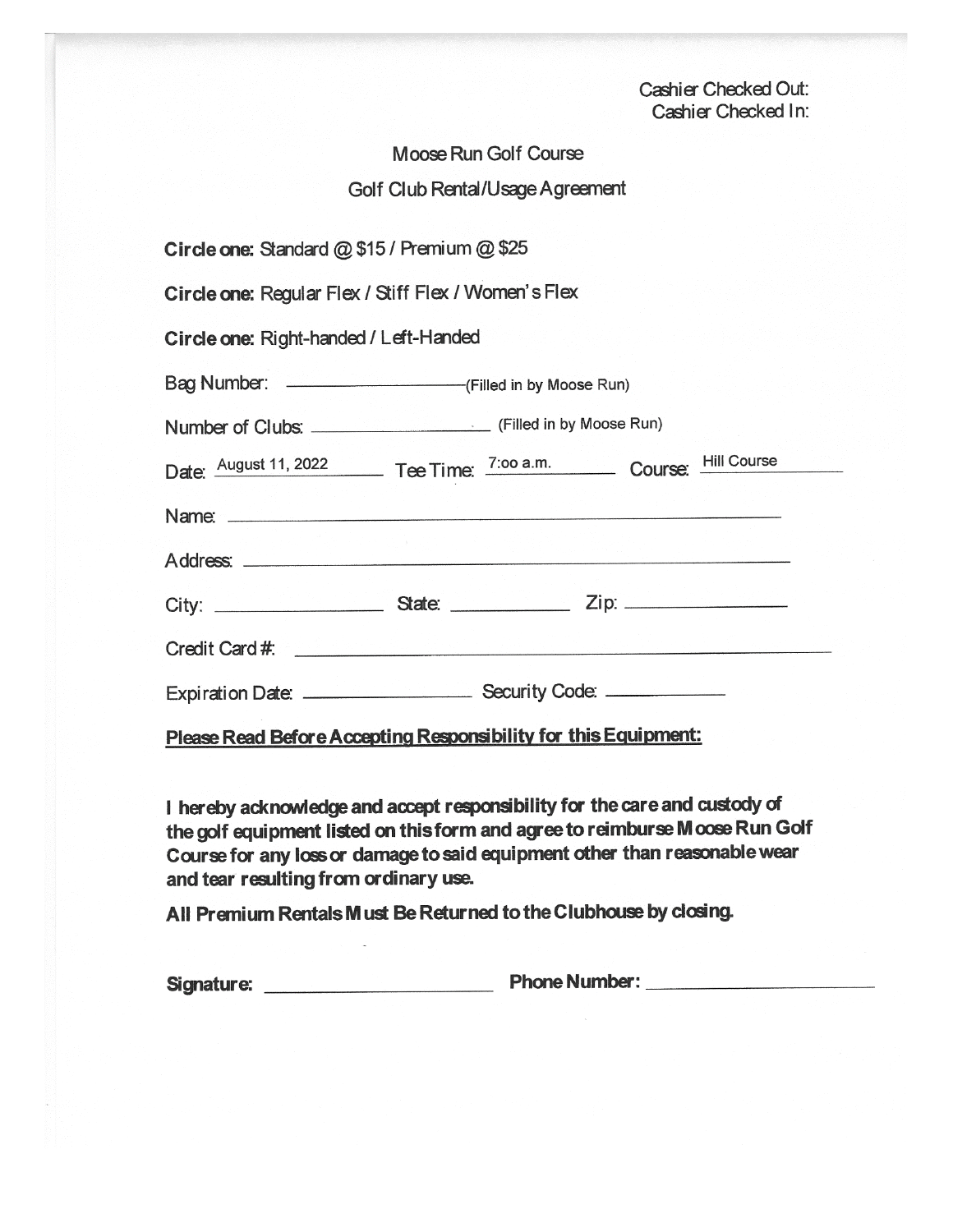Cashier Checked Out:
Cashier Checked In:

# Moose Run Golf Course

## Golf Club Rental/Usage Agreement

**Circle one:** Standard @ $15 / Premium @ $25

**Circle one:** Regular Flex / Stiff Flex / Women's Flex

**Circle one:** Right-handed / Left-Handed

Bag Number: ____________________(Filled in by Moose Run)

Number of Clubs: ____________________ (Filled in by Moose Run)

Date: August 11, 2022 Tee Time: 7:oo a.m. Course: Hill Course

Name: ____________________________________________________________

Address: __________________________________________________________

City: __________________ State: _____________ Zip: __________________

Credit Card #: _______________________________________________________

Expiration Date: __________________ Security Code: _____________

**<u>Please Read Before Accepting Responsibility for this Equipment:</u>**

**I hereby acknowledge and accept responsibility for the care and custody of the golf equipment listed on this form and agree to reimburse Moose Run Golf Course for any loss or damage to said equipment other than reasonable wear and tear resulting from ordinary use.**

**All Premium Rentals Must Be Returned to the Clubhouse by closing.**

**Signature:** ________________________ **Phone Number:** ________________________